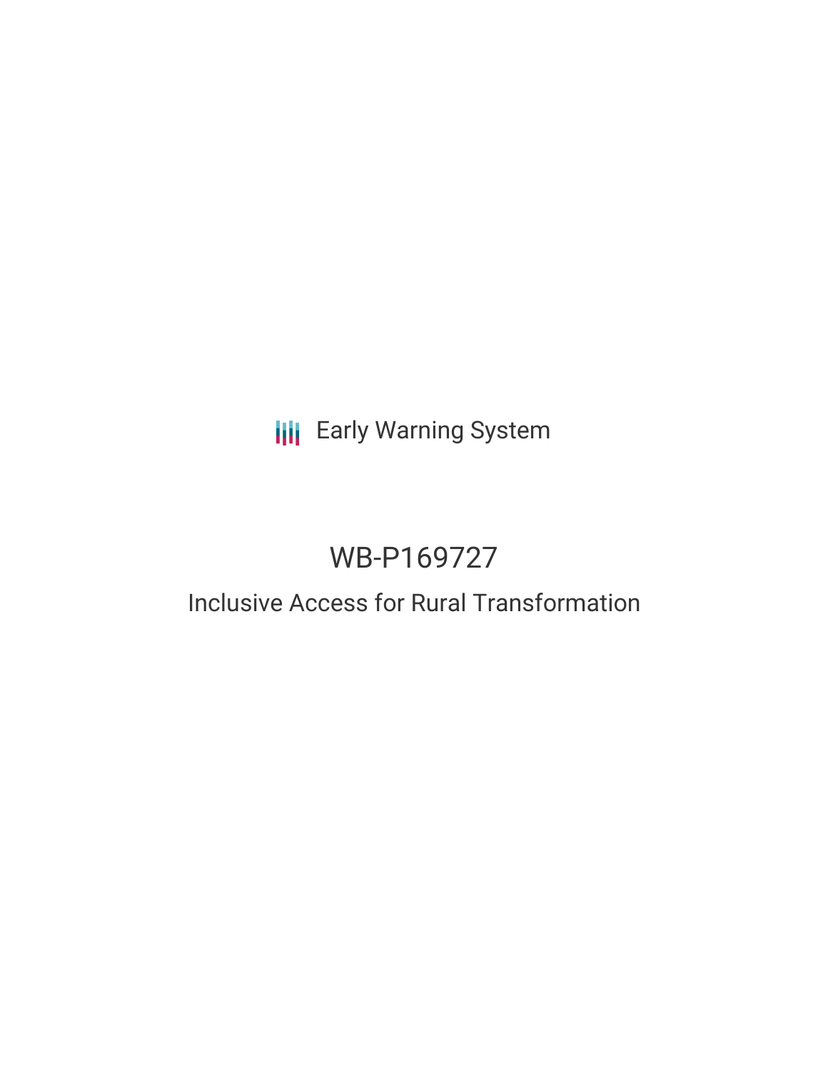Early Warning System

# WB-P169727

## Inclusive Access for Rural Transformation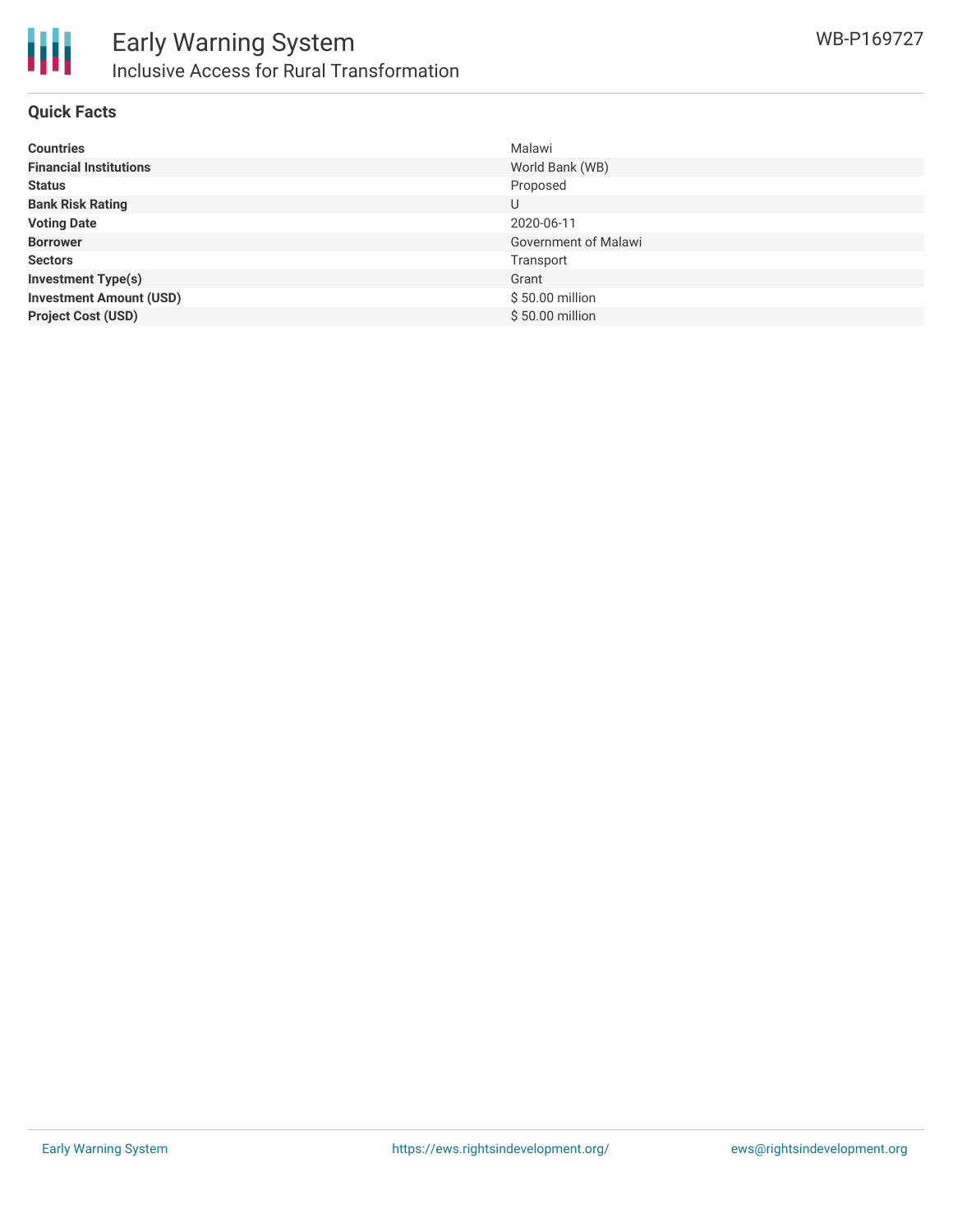## Quick Facts

| | |
|---|---|
| **Countries** | Malawi |
| **Financial Institutions** | World Bank (WB) |
| **Status** | Proposed |
| **Bank Risk Rating** | U |
| **Voting Date** | 2020-06-11 |
| **Borrower** | Government of Malawi |
| **Sectors** | Transport |
| **Investment Type(s)** | Grant |
| **Investment Amount (USD)** | $ 50.00 million |
| **Project Cost (USD)** | $ 50.00 million |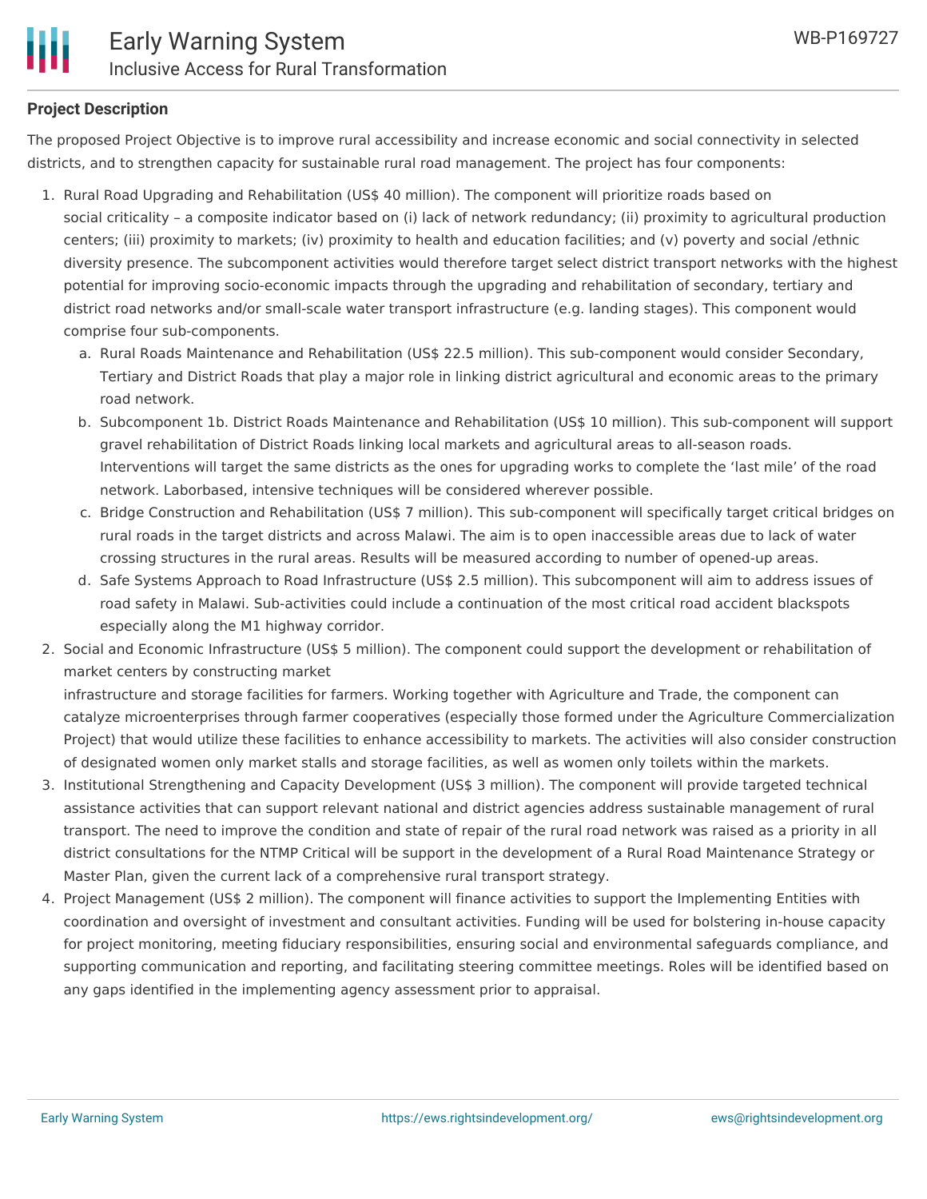**Project Description**

The proposed Project Objective is to improve rural accessibility and increase economic and social connectivity in selected districts, and to strengthen capacity for sustainable rural road management. The project has four components:

1. Rural Road Upgrading and Rehabilitation (US$ 40 million). The component will prioritize roads based on social criticality – a composite indicator based on (i) lack of network redundancy; (ii) proximity to agricultural production centers; (iii) proximity to markets; (iv) proximity to health and education facilities; and (v) poverty and social /ethnic diversity presence. The subcomponent activities would therefore target select district transport networks with the highest potential for improving socio-economic impacts through the upgrading and rehabilitation of secondary, tertiary and district road networks and/or small-scale water transport infrastructure (e.g. landing stages). This component would comprise four sub-components.
    a. Rural Roads Maintenance and Rehabilitation (US$ 22.5 million). This sub-component would consider Secondary, Tertiary and District Roads that play a major role in linking district agricultural and economic areas to the primary road network.
    b. Subcomponent 1b. District Roads Maintenance and Rehabilitation (US$ 10 million). This sub-component will support gravel rehabilitation of District Roads linking local markets and agricultural areas to all-season roads. Interventions will target the same districts as the ones for upgrading works to complete the 'last mile' of the road network. Laborbased, intensive techniques will be considered wherever possible.
    c. Bridge Construction and Rehabilitation (US$ 7 million). This sub-component will specifically target critical bridges on rural roads in the target districts and across Malawi. The aim is to open inaccessible areas due to lack of water crossing structures in the rural areas. Results will be measured according to number of opened-up areas.
    d. Safe Systems Approach to Road Infrastructure (US$ 2.5 million). This subcomponent will aim to address issues of road safety in Malawi. Sub-activities could include a continuation of the most critical road accident blackspots especially along the M1 highway corridor.
2. Social and Economic Infrastructure (US$ 5 million). The component could support the development or rehabilitation of market centers by constructing market infrastructure and storage facilities for farmers. Working together with Agriculture and Trade, the component can catalyze microenterprises through farmer cooperatives (especially those formed under the Agriculture Commercialization Project) that would utilize these facilities to enhance accessibility to markets. The activities will also consider construction of designated women only market stalls and storage facilities, as well as women only toilets within the markets.
3. Institutional Strengthening and Capacity Development (US$ 3 million). The component will provide targeted technical assistance activities that can support relevant national and district agencies address sustainable management of rural transport. The need to improve the condition and state of repair of the rural road network was raised as a priority in all district consultations for the NTMP Critical will be support in the development of a Rural Road Maintenance Strategy or Master Plan, given the current lack of a comprehensive rural transport strategy.
4. Project Management (US$ 2 million). The component will finance activities to support the Implementing Entities with coordination and oversight of investment and consultant activities. Funding will be used for bolstering in-house capacity for project monitoring, meeting fiduciary responsibilities, ensuring social and environmental safeguards compliance, and supporting communication and reporting, and facilitating steering committee meetings. Roles will be identified based on any gaps identified in the implementing agency assessment prior to appraisal.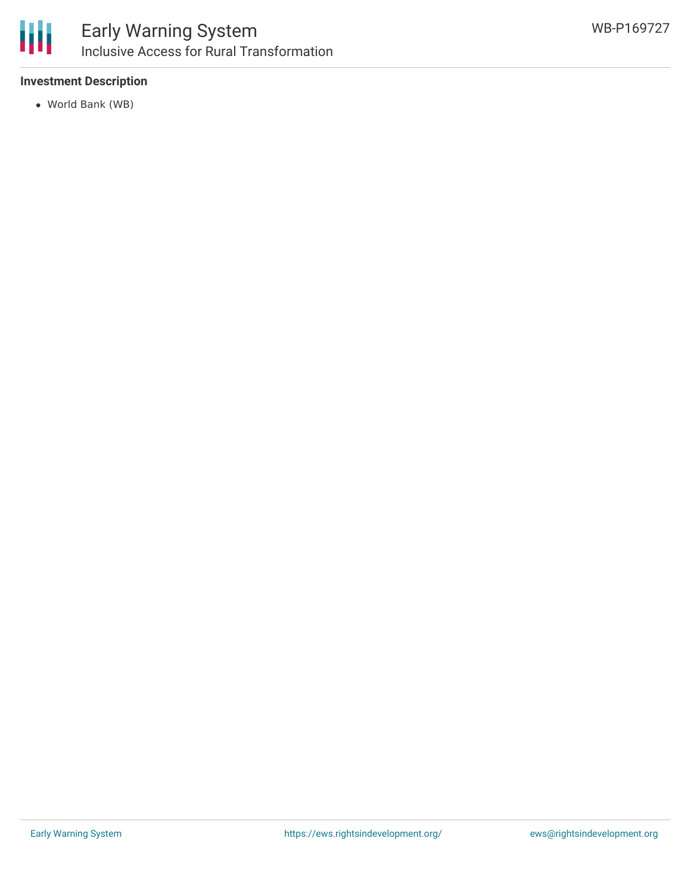**Investment Description**

- World Bank (WB)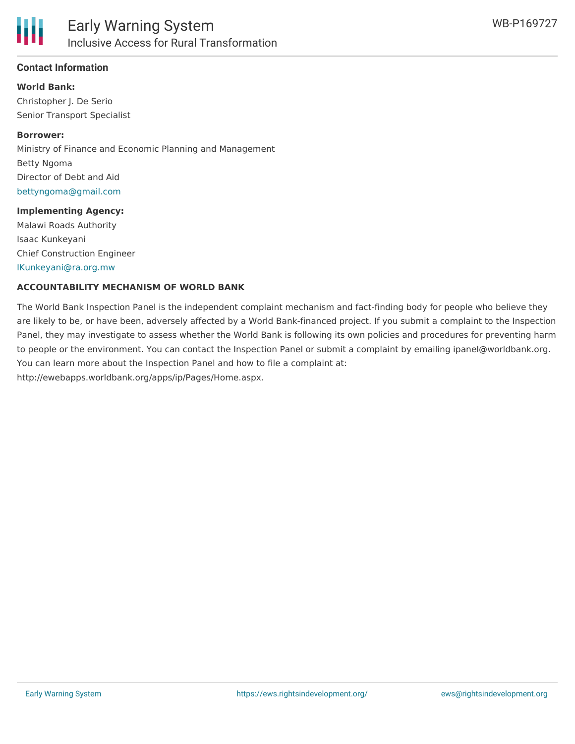## Contact Information

**World Bank:**

Christopher J. De Serio
Senior Transport Specialist

**Borrower:**

Ministry of Finance and Economic Planning and Management
Betty Ngoma
Director of Debt and Aid
bettyngoma@gmail.com

**Implementing Agency:**

Malawi Roads Authority
Isaac Kunkeyani
Chief Construction Engineer
IKunkeyani@ra.org.mw

## ACCOUNTABILITY MECHANISM OF WORLD BANK

The World Bank Inspection Panel is the independent complaint mechanism and fact-finding body for people who believe they are likely to be, or have been, adversely affected by a World Bank-financed project. If you submit a complaint to the Inspection Panel, they may investigate to assess whether the World Bank is following its own policies and procedures for preventing harm to people or the environment. You can contact the Inspection Panel or submit a complaint by emailing ipanel@worldbank.org. You can learn more about the Inspection Panel and how to file a complaint at: http://ewebapps.worldbank.org/apps/ip/Pages/Home.aspx.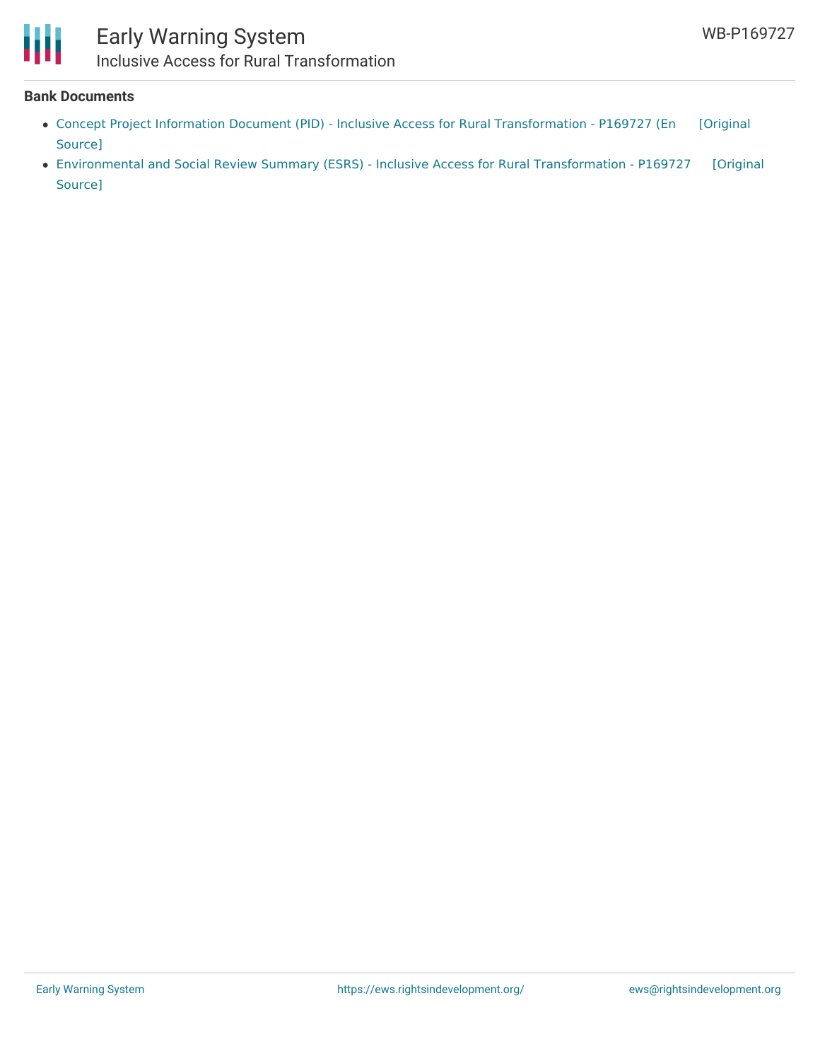**Bank Documents**

- Concept Project Information Document (PID) - Inclusive Access for Rural Transformation - P169727 (En [Original Source]
- Environmental and Social Review Summary (ESRS) - Inclusive Access for Rural Transformation - P169727 [Original Source]